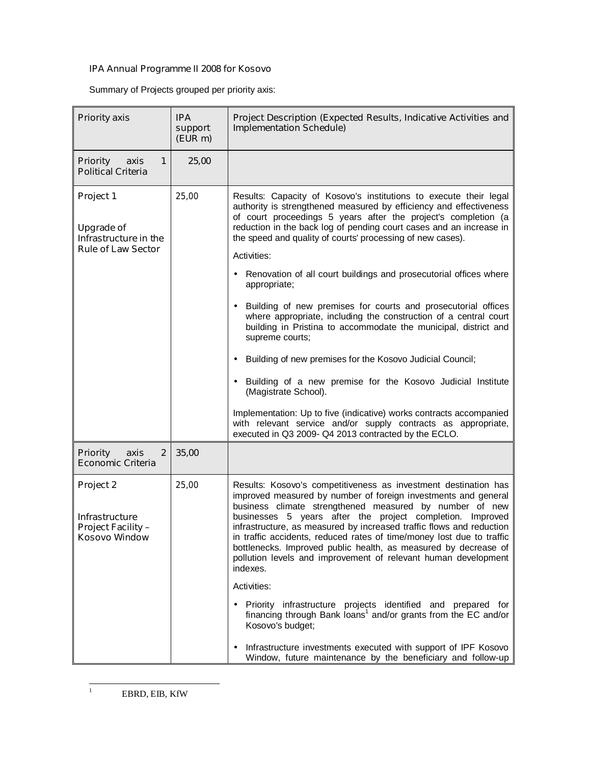IPA Annual Programme II 2008 for Kosovo

Summary of Projects grouped per priority axis:

| Priority axis | IPA support (EUR m) | Project Description (Expected Results, Indicative Activities and Implementation Schedule) |
|---|---|---|
| Priority axis 1 Political Criteria | 25,00 | |
| Project 1<br><br>Upgrade of Infrastructure in the Rule of Law Sector | 25,00 | Results: Capacity of Kosovo's institutions to execute their legal authority is strengthened measured by efficiency and effectiveness of court proceedings 5 years after the project's completion (a reduction in the back log of pending court cases and an increase in the speed and quality of courts' processing of new cases).<br><br>Activities:<br><br>• Renovation of all court buildings and prosecutorial offices where appropriate;<br><br>• Building of new premises for courts and prosecutorial offices where appropriate, including the construction of a central court building in Pristina to accommodate the municipal, district and supreme courts;<br><br>• Building of new premises for the Kosovo Judicial Council;<br><br>• Building of a new premise for the Kosovo Judicial Institute (Magistrate School).<br><br>Implementation: Up to five (indicative) works contracts accompanied with relevant service and/or supply contracts as appropriate, executed in Q3 2009- Q4 2013 contracted by the ECLO. |
| Priority axis 2 Economic Criteria | 35,00 | |
| Project 2<br><br>Infrastructure Project Facility – Kosovo Window | 25,00 | Results: Kosovo's competitiveness as investment destination has improved measured by number of foreign investments and general business climate strengthened measured by number of new businesses 5 years after the project completion. Improved infrastructure, as measured by increased traffic flows and reduction in traffic accidents, reduced rates of time/money lost due to traffic bottlenecks. Improved public health, as measured by decrease of pollution levels and improvement of relevant human development indexes.<br><br>Activities:<br><br>• Priority infrastructure projects identified and prepared for financing through Bank loans[1] and/or grants from the EC and/or Kosovo's budget;<br><br>• Infrastructure investments executed with support of IPF Kosovo Window, future maintenance by the beneficiary and follow-up |

[1] EBRD, EIB, KfW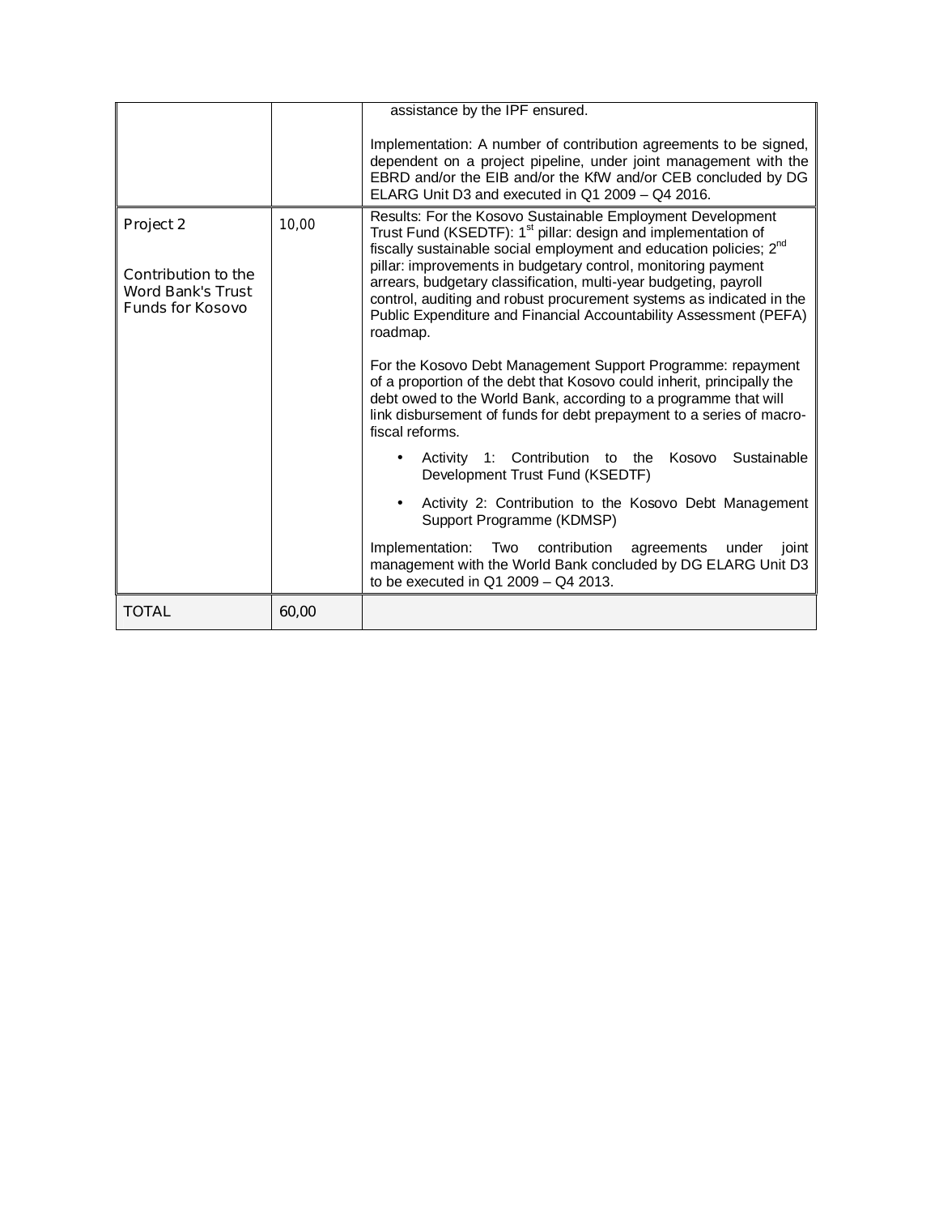| | | |
|---|---|---|
| | | assistance by the IPF ensured.<br><br>Implementation: A number of contribution agreements to be signed, dependent on a project pipeline, under joint management with the EBRD and/or the EIB and/or the KfW and/or CEB concluded by DG ELARG Unit D3 and executed in Q1 2009 – Q4 2016. |
| Project 2<br><br>Contribution to the Word Bank's Trust Funds for Kosovo | 10,00 | Results: For the Kosovo Sustainable Employment Development Trust Fund (KSEDTF): 1st pillar: design and implementation of fiscally sustainable social employment and education policies; 2nd pillar: improvements in budgetary control, monitoring payment arrears, budgetary classification, multi-year budgeting, payroll control, auditing and robust procurement systems as indicated in the Public Expenditure and Financial Accountability Assessment (PEFA) roadmap.<br><br>For the Kosovo Debt Management Support Programme: repayment of a proportion of the debt that Kosovo could inherit, principally the debt owed to the World Bank, according to a programme that will link disbursement of funds for debt prepayment to a series of macro-fiscal reforms.<br><br>• Activity 1: Contribution to the Kosovo Sustainable Development Trust Fund (KSEDTF)<br><br>• Activity 2: Contribution to the Kosovo Debt Management Support Programme (KDMSP)<br><br>Implementation: Two contribution agreements under joint management with the World Bank concluded by DG ELARG Unit D3 to be executed in Q1 2009 – Q4 2013. |
| TOTAL | 60,00 | |